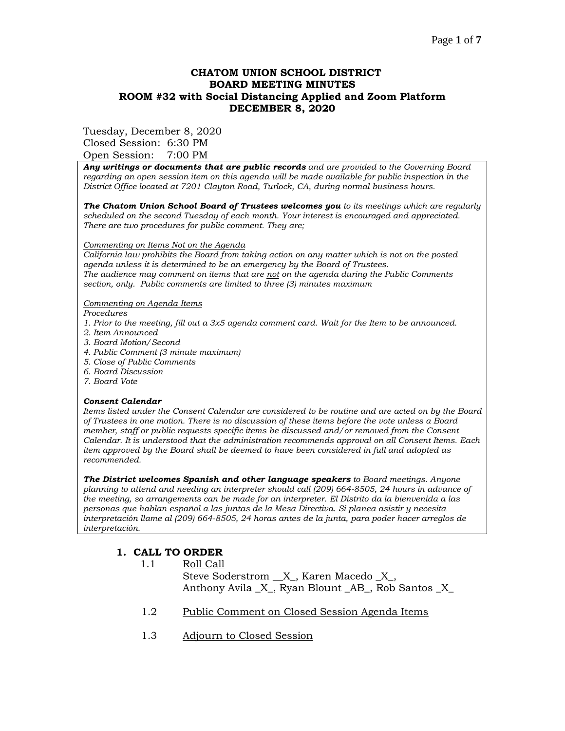# CHATOM UNION SCHOOL DISTRICT
## BOARD MEETING MINUTES
## ROOM #32 with Social Distancing Applied and Zoom Platform
## DECEMBER 8, 2020

Tuesday, December 8, 2020
Closed Session: 6:30 PM
Open Session: 7:00 PM

***Any writings or documents that are public records*** *and are provided to the Governing Board regarding an open session item on this agenda will be made available for public inspection in the District Office located at 7201 Clayton Road, Turlock, CA, during normal business hours.*

***The Chatom Union School Board of Trustees welcomes you*** *to its meetings which are regularly scheduled on the second Tuesday of each month. Your interest is encouraged and appreciated. There are two procedures for public comment. They are;*

*Commenting on Items Not on the Agenda*
*California law prohibits the Board from taking action on any matter which is not on the posted agenda unless it is determined to be an emergency by the Board of Trustees.*
*The audience may comment on items that are not on the agenda during the Public Comments section, only. Public comments are limited to three (3) minutes maximum*

*Commenting on Agenda Items*
*Procedures*
*1. Prior to the meeting, fill out a 3x5 agenda comment card. Wait for the Item to be announced.*
*2. Item Announced*
*3. Board Motion/Second*
*4. Public Comment (3 minute maximum)*
*5. Close of Public Comments*
*6. Board Discussion*
*7. Board Vote*

***Consent Calendar***
*Items listed under the Consent Calendar are considered to be routine and are acted on by the Board of Trustees in one motion. There is no discussion of these items before the vote unless a Board member, staff or public requests specific items be discussed and/or removed from the Consent Calendar. It is understood that the administration recommends approval on all Consent Items. Each item approved by the Board shall be deemed to have been considered in full and adopted as recommended.*

***The District welcomes Spanish and other language speakers*** *to Board meetings. Anyone planning to attend and needing an interpreter should call (209) 664-8505, 24 hours in advance of the meeting, so arrangements can be made for an interpreter. El Distrito da la bienvenida a las personas que hablan español a las juntas de la Mesa Directiva. Si planea asistir y necesita interpretación llame al (209) 664-8505, 24 horas antes de la junta, para poder hacer arreglos de interpretación.*

## 1. CALL TO ORDER

1.1 Roll Call
Steve Soderstrom __X_, Karen Macedo _X_,
Anthony Avila _X_, Ryan Blount _AB_, Rob Santos _X_

1.2 Public Comment on Closed Session Agenda Items

1.3 Adjourn to Closed Session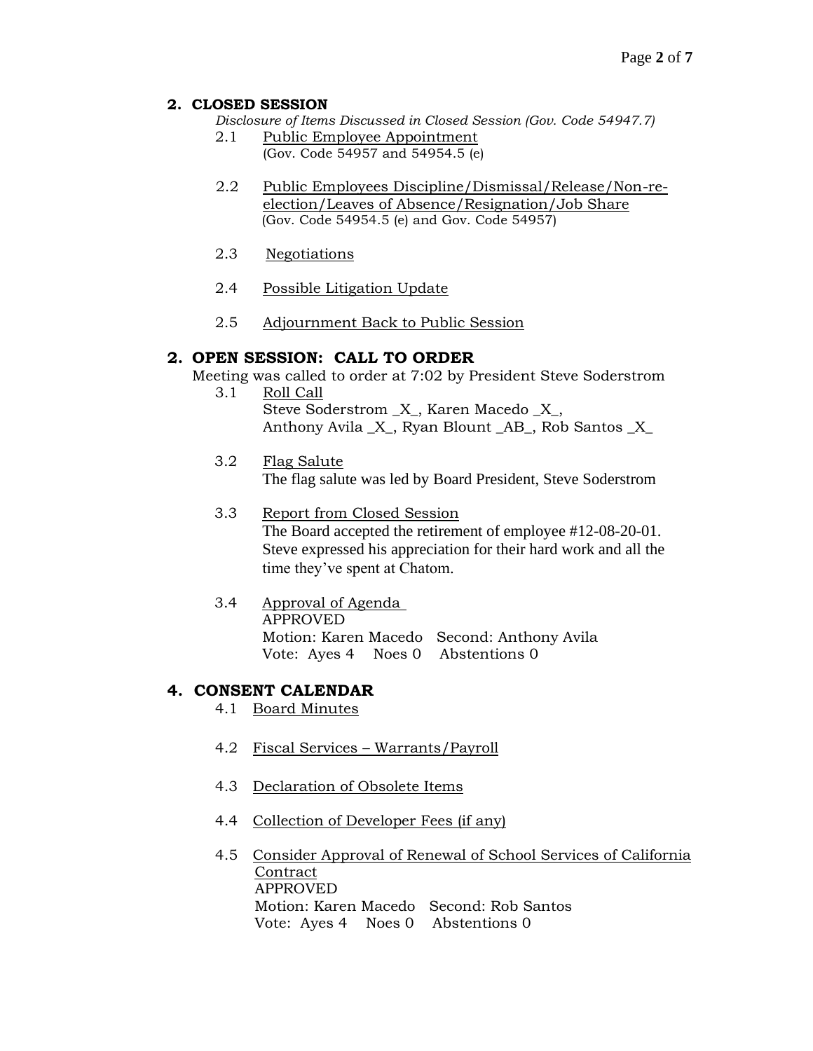## 2. CLOSED SESSION

*Disclosure of Items Discussed in Closed Session (Gov. Code 54947.7)*

2.1 Public Employee Appointment
(Gov. Code 54957 and 54954.5 (e)

2.2 Public Employees Discipline/Dismissal/Release/Non-re-election/Leaves of Absence/Resignation/Job Share
(Gov. Code 54954.5 (e) and Gov. Code 54957)

2.3 Negotiations

2.4 Possible Litigation Update

2.5 Adjournment Back to Public Session

## 2. OPEN SESSION: CALL TO ORDER

Meeting was called to order at 7:02 by President Steve Soderstrom

3.1 Roll Call
Steve Soderstrom _X_, Karen Macedo _X_,
Anthony Avila _X_, Ryan Blount _AB_, Rob Santos _X_

3.2 Flag Salute
The flag salute was led by Board President, Steve Soderstrom

3.3 Report from Closed Session
The Board accepted the retirement of employee #12-08-20-01. Steve expressed his appreciation for their hard work and all the time they've spent at Chatom.

3.4 Approval of Agenda
APPROVED
Motion: Karen Macedo Second: Anthony Avila
Vote: Ayes 4 Noes 0 Abstentions 0

## 4. CONSENT CALENDAR

4.1 Board Minutes

4.2 Fiscal Services – Warrants/Payroll

4.3 Declaration of Obsolete Items

4.4 Collection of Developer Fees (if any)

4.5 Consider Approval of Renewal of School Services of California Contract
APPROVED
Motion: Karen Macedo Second: Rob Santos
Vote: Ayes 4 Noes 0 Abstentions 0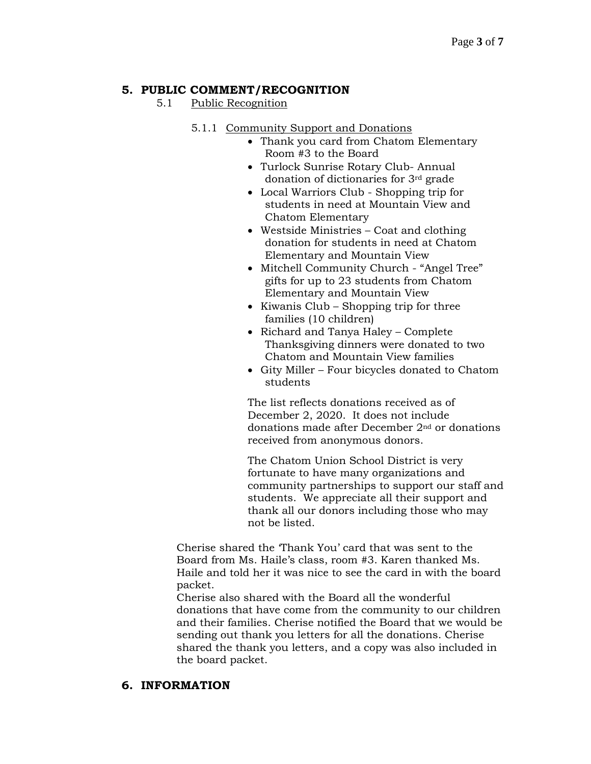## 5. PUBLIC COMMENT/RECOGNITION

5.1 Public Recognition

5.1.1 Community Support and Donations

- Thank you card from Chatom Elementary Room #3 to the Board
- Turlock Sunrise Rotary Club- Annual donation of dictionaries for 3rd grade
- Local Warriors Club - Shopping trip for students in need at Mountain View and Chatom Elementary
- Westside Ministries – Coat and clothing donation for students in need at Chatom Elementary and Mountain View
- Mitchell Community Church - "Angel Tree" gifts for up to 23 students from Chatom Elementary and Mountain View
- Kiwanis Club – Shopping trip for three families (10 children)
- Richard and Tanya Haley – Complete Thanksgiving dinners were donated to two Chatom and Mountain View families
- Gity Miller – Four bicycles donated to Chatom students

The list reflects donations received as of December 2, 2020. It does not include donations made after December 2nd or donations received from anonymous donors.

The Chatom Union School District is very fortunate to have many organizations and community partnerships to support our staff and students. We appreciate all their support and thank all our donors including those who may not be listed.

Cherise shared the 'Thank You' card that was sent to the Board from Ms. Haile's class, room #3. Karen thanked Ms. Haile and told her it was nice to see the card in with the board packet.
Cherise also shared with the Board all the wonderful donations that have come from the community to our children and their families. Cherise notified the Board that we would be sending out thank you letters for all the donations. Cherise shared the thank you letters, and a copy was also included in the board packet.

## 6. INFORMATION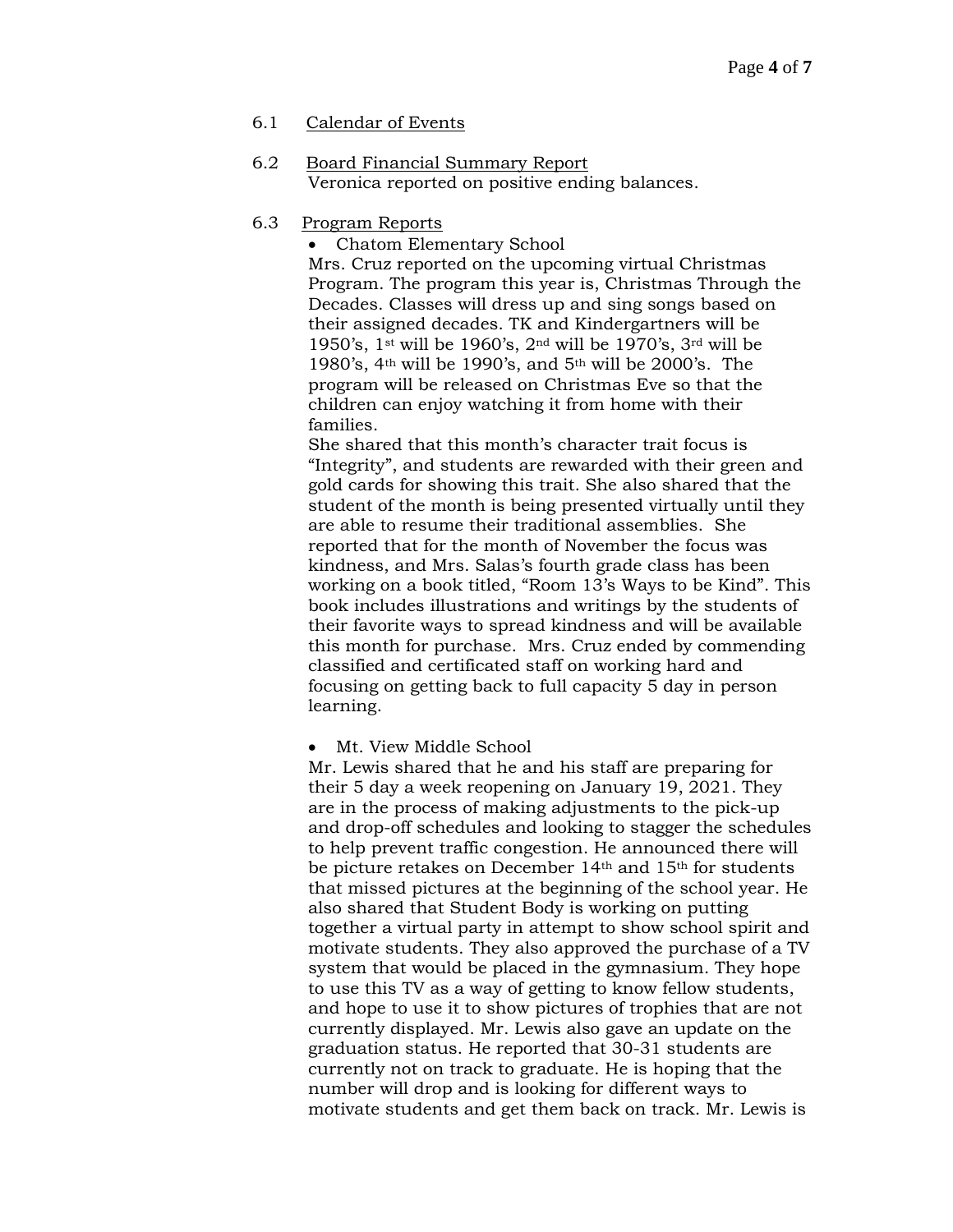6.1 Calendar of Events

6.2 Board Financial Summary Report

Veronica reported on positive ending balances.

6.3 Program Reports

- Chatom Elementary School

Mrs. Cruz reported on the upcoming virtual Christmas Program. The program this year is, Christmas Through the Decades. Classes will dress up and sing songs based on their assigned decades. TK and Kindergartners will be 1950's, 1st will be 1960's, 2nd will be 1970's, 3rd will be 1980's, 4th will be 1990's, and 5th will be 2000's. The program will be released on Christmas Eve so that the children can enjoy watching it from home with their families.

She shared that this month's character trait focus is "Integrity", and students are rewarded with their green and gold cards for showing this trait. She also shared that the student of the month is being presented virtually until they are able to resume their traditional assemblies. She reported that for the month of November the focus was kindness, and Mrs. Salas's fourth grade class has been working on a book titled, "Room 13's Ways to be Kind". This book includes illustrations and writings by the students of their favorite ways to spread kindness and will be available this month for purchase. Mrs. Cruz ended by commending classified and certificated staff on working hard and focusing on getting back to full capacity 5 day in person learning.

- Mt. View Middle School

Mr. Lewis shared that he and his staff are preparing for their 5 day a week reopening on January 19, 2021. They are in the process of making adjustments to the pick-up and drop-off schedules and looking to stagger the schedules to help prevent traffic congestion. He announced there will be picture retakes on December 14th and 15th for students that missed pictures at the beginning of the school year. He also shared that Student Body is working on putting together a virtual party in attempt to show school spirit and motivate students. They also approved the purchase of a TV system that would be placed in the gymnasium. They hope to use this TV as a way of getting to know fellow students, and hope to use it to show pictures of trophies that are not currently displayed. Mr. Lewis also gave an update on the graduation status. He reported that 30-31 students are currently not on track to graduate. He is hoping that the number will drop and is looking for different ways to motivate students and get them back on track. Mr. Lewis is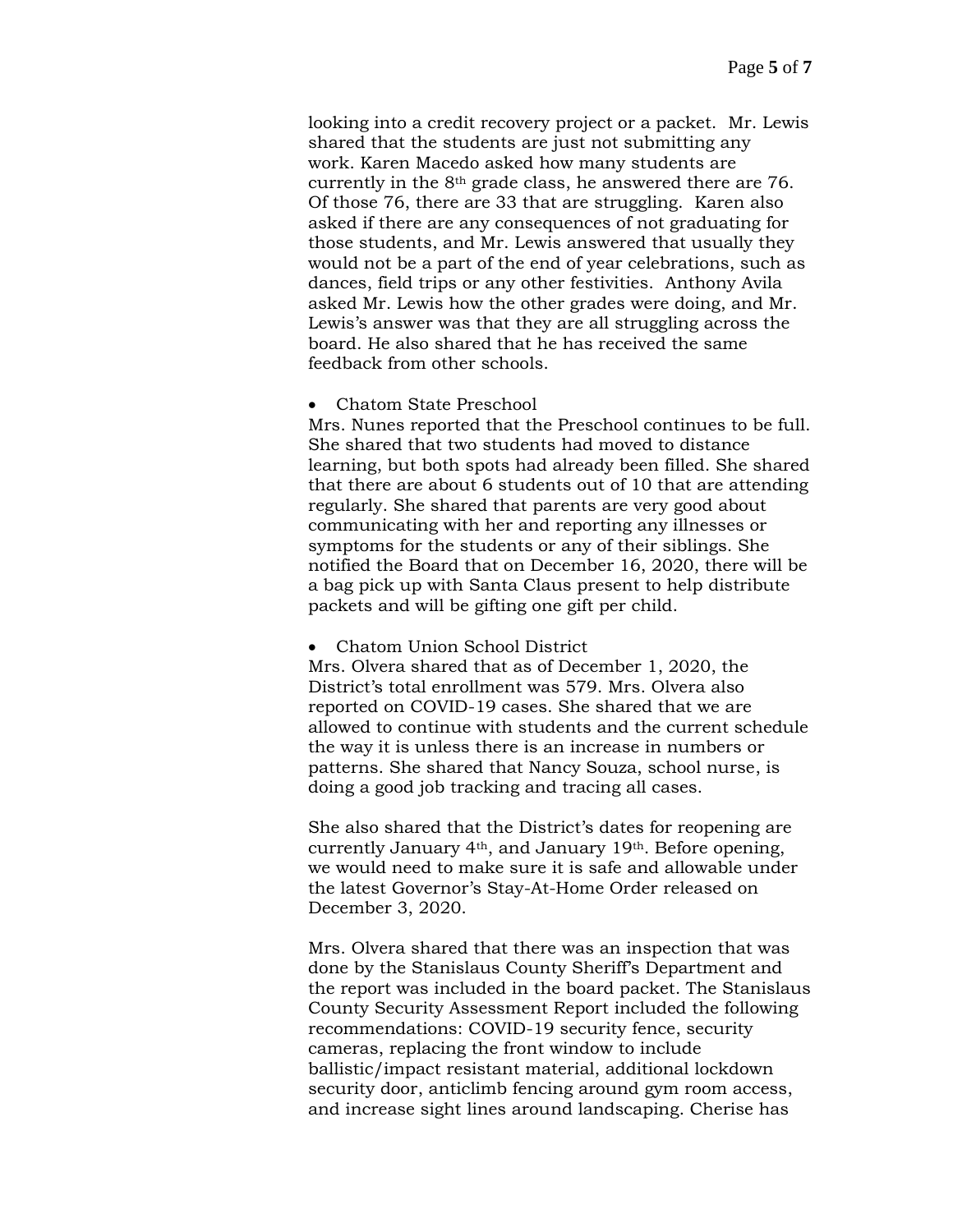looking into a credit recovery project or a packet. Mr. Lewis shared that the students are just not submitting any work. Karen Macedo asked how many students are currently in the 8th grade class, he answered there are 76. Of those 76, there are 33 that are struggling. Karen also asked if there are any consequences of not graduating for those students, and Mr. Lewis answered that usually they would not be a part of the end of year celebrations, such as dances, field trips or any other festivities. Anthony Avila asked Mr. Lewis how the other grades were doing, and Mr. Lewis's answer was that they are all struggling across the board. He also shared that he has received the same feedback from other schools.

- Chatom State Preschool

Mrs. Nunes reported that the Preschool continues to be full. She shared that two students had moved to distance learning, but both spots had already been filled. She shared that there are about 6 students out of 10 that are attending regularly. She shared that parents are very good about communicating with her and reporting any illnesses or symptoms for the students or any of their siblings. She notified the Board that on December 16, 2020, there will be a bag pick up with Santa Claus present to help distribute packets and will be gifting one gift per child.

- Chatom Union School District

Mrs. Olvera shared that as of December 1, 2020, the District's total enrollment was 579. Mrs. Olvera also reported on COVID-19 cases. She shared that we are allowed to continue with students and the current schedule the way it is unless there is an increase in numbers or patterns. She shared that Nancy Souza, school nurse, is doing a good job tracking and tracing all cases.

She also shared that the District's dates for reopening are currently January 4th, and January 19th. Before opening, we would need to make sure it is safe and allowable under the latest Governor's Stay-At-Home Order released on December 3, 2020.

Mrs. Olvera shared that there was an inspection that was done by the Stanislaus County Sheriff's Department and the report was included in the board packet. The Stanislaus County Security Assessment Report included the following recommendations: COVID-19 security fence, security cameras, replacing the front window to include ballistic/impact resistant material, additional lockdown security door, anticlimb fencing around gym room access, and increase sight lines around landscaping. Cherise has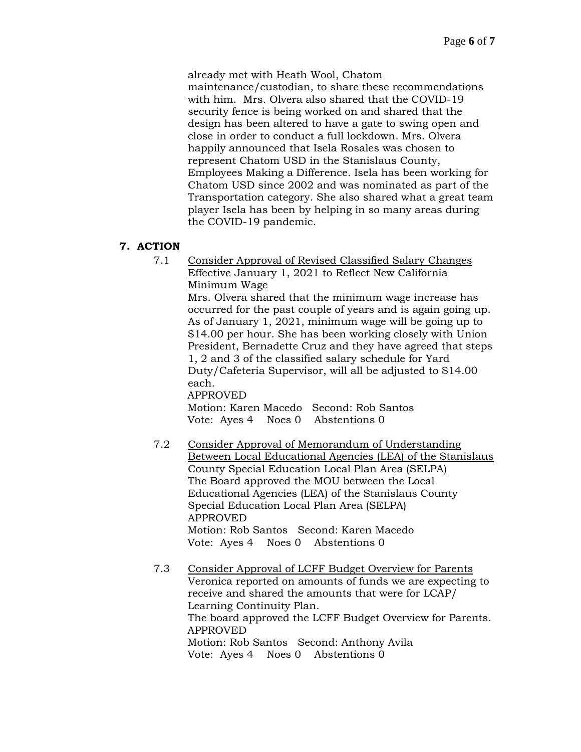already met with Heath Wool, Chatom maintenance/custodian, to share these recommendations with him. Mrs. Olvera also shared that the COVID-19 security fence is being worked on and shared that the design has been altered to have a gate to swing open and close in order to conduct a full lockdown. Mrs. Olvera happily announced that Isela Rosales was chosen to represent Chatom USD in the Stanislaus County, Employees Making a Difference. Isela has been working for Chatom USD since 2002 and was nominated as part of the Transportation category. She also shared what a great team player Isela has been by helping in so many areas during the COVID-19 pandemic.

## 7. ACTION

7.1 Consider Approval of Revised Classified Salary Changes Effective January 1, 2021 to Reflect New California Minimum Wage

Mrs. Olvera shared that the minimum wage increase has occurred for the past couple of years and is again going up. As of January 1, 2021, minimum wage will be going up to $14.00 per hour. She has been working closely with Union President, Bernadette Cruz and they have agreed that steps 1, 2 and 3 of the classified salary schedule for Yard Duty/Cafeteria Supervisor, will all be adjusted to $14.00 each.

APPROVED
Motion: Karen Macedo Second: Rob Santos
Vote: Ayes 4 Noes 0 Abstentions 0

7.2 Consider Approval of Memorandum of Understanding Between Local Educational Agencies (LEA) of the Stanislaus County Special Education Local Plan Area (SELPA)

The Board approved the MOU between the Local Educational Agencies (LEA) of the Stanislaus County Special Education Local Plan Area (SELPA)

APPROVED
Motion: Rob Santos Second: Karen Macedo
Vote: Ayes 4 Noes 0 Abstentions 0

7.3 Consider Approval of LCFF Budget Overview for Parents

Veronica reported on amounts of funds we are expecting to receive and shared the amounts that were for LCAP/ Learning Continuity Plan.

The board approved the LCFF Budget Overview for Parents.

APPROVED
Motion: Rob Santos Second: Anthony Avila
Vote: Ayes 4 Noes 0 Abstentions 0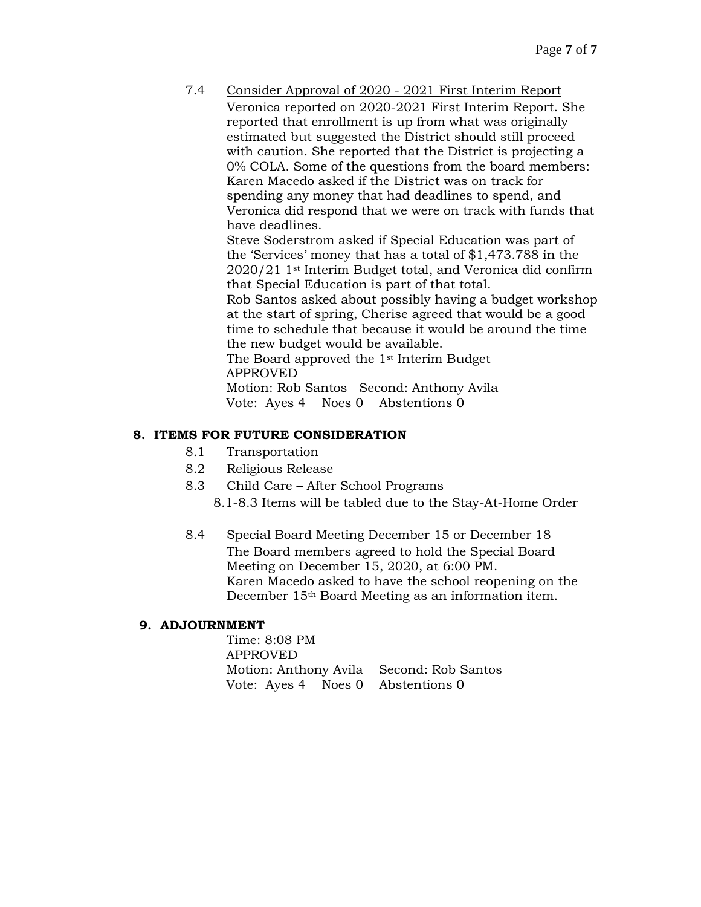7.4 <u>Consider Approval of 2020 - 2021 First Interim Report</u>

Veronica reported on 2020-2021 First Interim Report. She reported that enrollment is up from what was originally estimated but suggested the District should still proceed with caution. She reported that the District is projecting a 0% COLA. Some of the questions from the board members: Karen Macedo asked if the District was on track for spending any money that had deadlines to spend, and Veronica did respond that we were on track with funds that have deadlines.

Steve Soderstrom asked if Special Education was part of the 'Services' money that has a total of $1,473.788 in the 2020/21 1st Interim Budget total, and Veronica did confirm that Special Education is part of that total.

Rob Santos asked about possibly having a budget workshop at the start of spring, Cherise agreed that would be a good time to schedule that because it would be around the time the new budget would be available.

The Board approved the 1st Interim Budget

APPROVED

Motion: Rob Santos Second: Anthony Avila

Vote: Ayes 4 Noes 0 Abstentions 0

## 8. ITEMS FOR FUTURE CONSIDERATION

8.1 Transportation

8.2 Religious Release

8.3 Child Care – After School Programs

8.1-8.3 Items will be tabled due to the Stay-At-Home Order

8.4 Special Board Meeting December 15 or December 18

The Board members agreed to hold the Special Board Meeting on December 15, 2020, at 6:00 PM.

Karen Macedo asked to have the school reopening on the December 15th Board Meeting as an information item.

## 9. ADJOURNMENT

Time: 8:08 PM

APPROVED

Motion: Anthony Avila Second: Rob Santos

Vote: Ayes 4 Noes 0 Abstentions 0